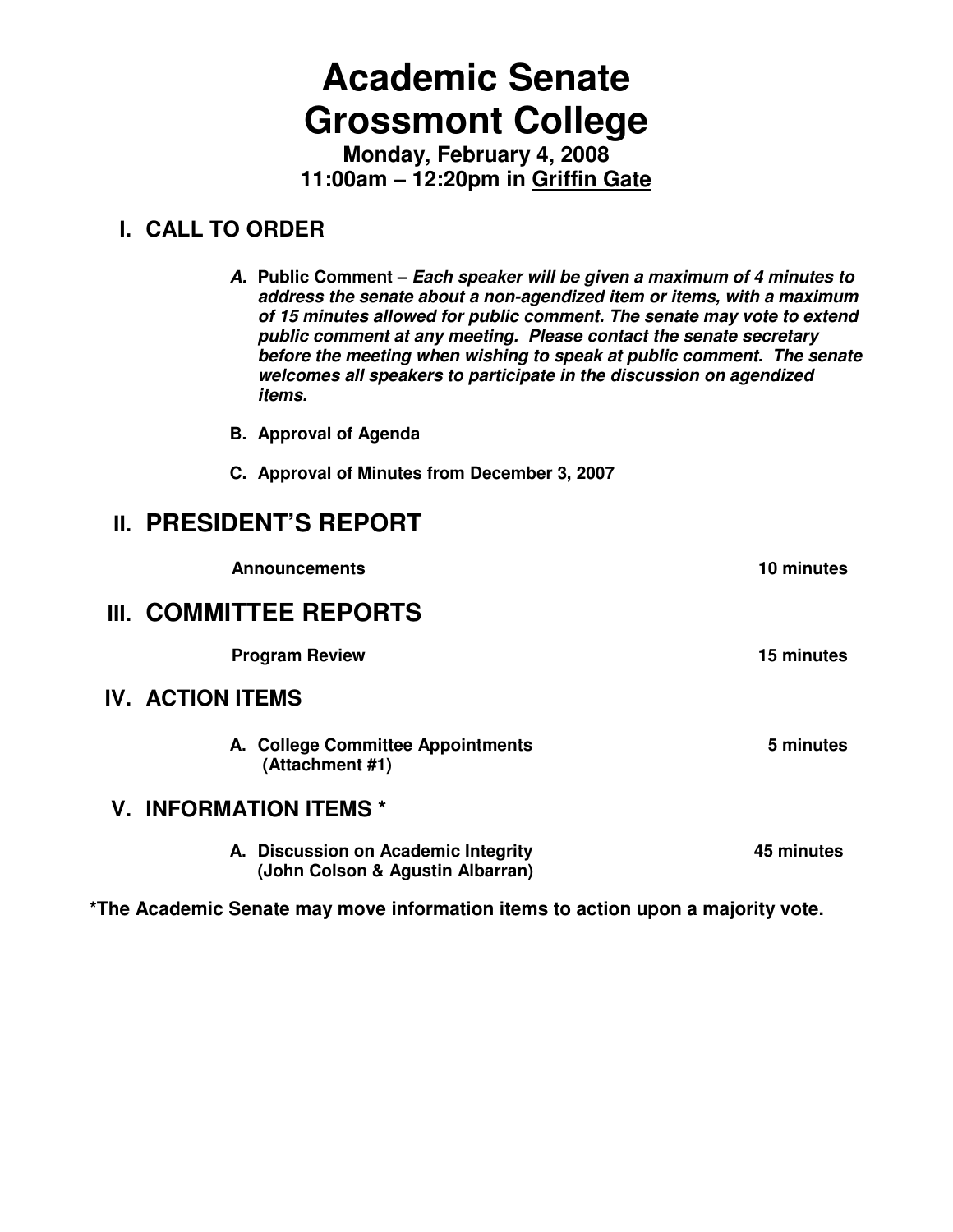# Academic Senate
# Grossmont College

**Monday, February 4, 2008**
**11:00am – 12:20pm in Griffin Gate**

## I. CALL TO ORDER

**A. Public Comment –** ***Each speaker will be given a maximum of 4 minutes to address the senate about a non-agendized item or items, with a maximum of 15 minutes allowed for public comment. The senate may vote to extend public comment at any meeting. Please contact the senate secretary before the meeting when wishing to speak at public comment. The senate welcomes all speakers to participate in the discussion on agendized items.***

**B. Approval of Agenda**

**C. Approval of Minutes from December 3, 2007**

## II. PRESIDENT'S REPORT

**Announcements** — **10 minutes**

## III. COMMITTEE REPORTS

**Program Review** — **15 minutes**

## IV. ACTION ITEMS

**A. College Committee Appointments (Attachment #1)** — **5 minutes**

## V. INFORMATION ITEMS *

**A. Discussion on Academic Integrity (John Colson & Agustin Albarran)** — **45 minutes**

**\*The Academic Senate may move information items to action upon a majority vote.**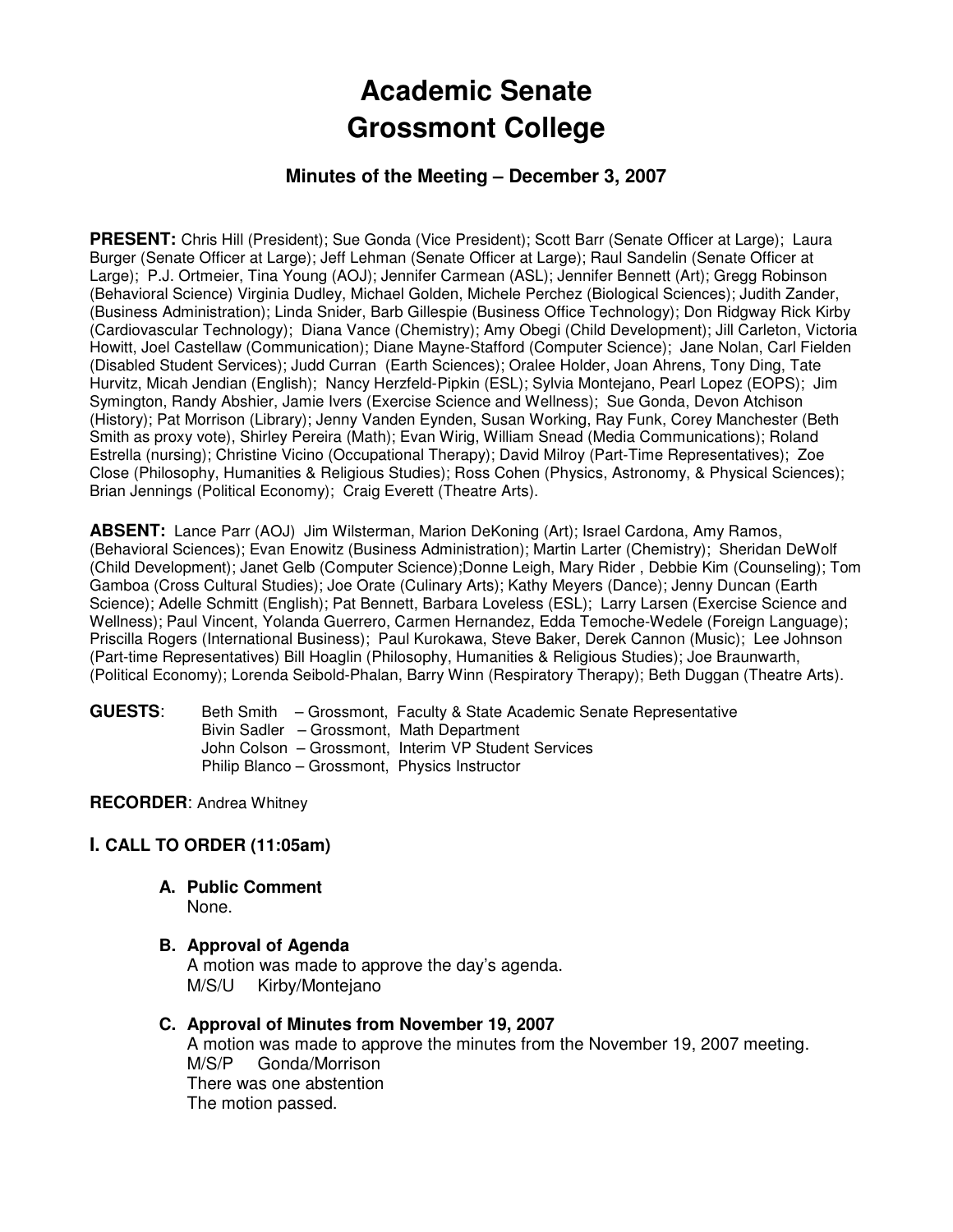# Academic Senate
# Grossmont College

### Minutes of the Meeting – December 3, 2007

**PRESENT:** Chris Hill (President); Sue Gonda (Vice President); Scott Barr (Senate Officer at Large); Laura Burger (Senate Officer at Large); Jeff Lehman (Senate Officer at Large); Raul Sandelin (Senate Officer at Large); P.J. Ortmeier, Tina Young (AOJ); Jennifer Carmean (ASL); Jennifer Bennett (Art); Gregg Robinson (Behavioral Science) Virginia Dudley, Michael Golden, Michele Perchez (Biological Sciences); Judith Zander, (Business Administration); Linda Snider, Barb Gillespie (Business Office Technology); Don Ridgway Rick Kirby (Cardiovascular Technology); Diana Vance (Chemistry); Amy Obegi (Child Development); Jill Carleton, Victoria Howitt, Joel Castellaw (Communication); Diane Mayne-Stafford (Computer Science); Jane Nolan, Carl Fielden (Disabled Student Services); Judd Curran (Earth Sciences); Oralee Holder, Joan Ahrens, Tony Ding, Tate Hurvitz, Micah Jendian (English); Nancy Herzfeld-Pipkin (ESL); Sylvia Montejano, Pearl Lopez (EOPS); Jim Symington, Randy Abshier, Jamie Ivers (Exercise Science and Wellness); Sue Gonda, Devon Atchison (History); Pat Morrison (Library); Jenny Vanden Eynden, Susan Working, Ray Funk, Corey Manchester (Beth Smith as proxy vote), Shirley Pereira (Math); Evan Wirig, William Snead (Media Communications); Roland Estrella (nursing); Christine Vicino (Occupational Therapy); David Milroy (Part-Time Representatives); Zoe Close (Philosophy, Humanities & Religious Studies); Ross Cohen (Physics, Astronomy, & Physical Sciences); Brian Jennings (Political Economy); Craig Everett (Theatre Arts).

**ABSENT:** Lance Parr (AOJ) Jim Wilsterman, Marion DeKoning (Art); Israel Cardona, Amy Ramos, (Behavioral Sciences); Evan Enowitz (Business Administration); Martin Larter (Chemistry); Sheridan DeWolf (Child Development); Janet Gelb (Computer Science);Donne Leigh, Mary Rider , Debbie Kim (Counseling); Tom Gamboa (Cross Cultural Studies); Joe Orate (Culinary Arts); Kathy Meyers (Dance); Jenny Duncan (Earth Science); Adelle Schmitt (English); Pat Bennett, Barbara Loveless (ESL); Larry Larsen (Exercise Science and Wellness); Paul Vincent, Yolanda Guerrero, Carmen Hernandez, Edda Temoche-Wedele (Foreign Language); Priscilla Rogers (International Business); Paul Kurokawa, Steve Baker, Derek Cannon (Music); Lee Johnson (Part-time Representatives) Bill Hoaglin (Philosophy, Humanities & Religious Studies); Joe Braunwarth, (Political Economy); Lorenda Seibold-Phalan, Barry Winn (Respiratory Therapy); Beth Duggan (Theatre Arts).

**GUESTS**:
Beth Smith – Grossmont, Faculty & State Academic Senate Representative
Bivin Sadler – Grossmont, Math Department
John Colson – Grossmont, Interim VP Student Services
Philip Blanco – Grossmont, Physics Instructor

**RECORDER**: Andrea Whitney

## I. CALL TO ORDER (11:05am)

### A. Public Comment
None.

### B. Approval of Agenda
A motion was made to approve the day's agenda.
M/S/U Kirby/Montejano

### C. Approval of Minutes from November 19, 2007
A motion was made to approve the minutes from the November 19, 2007 meeting.
M/S/P Gonda/Morrison
There was one abstention
The motion passed.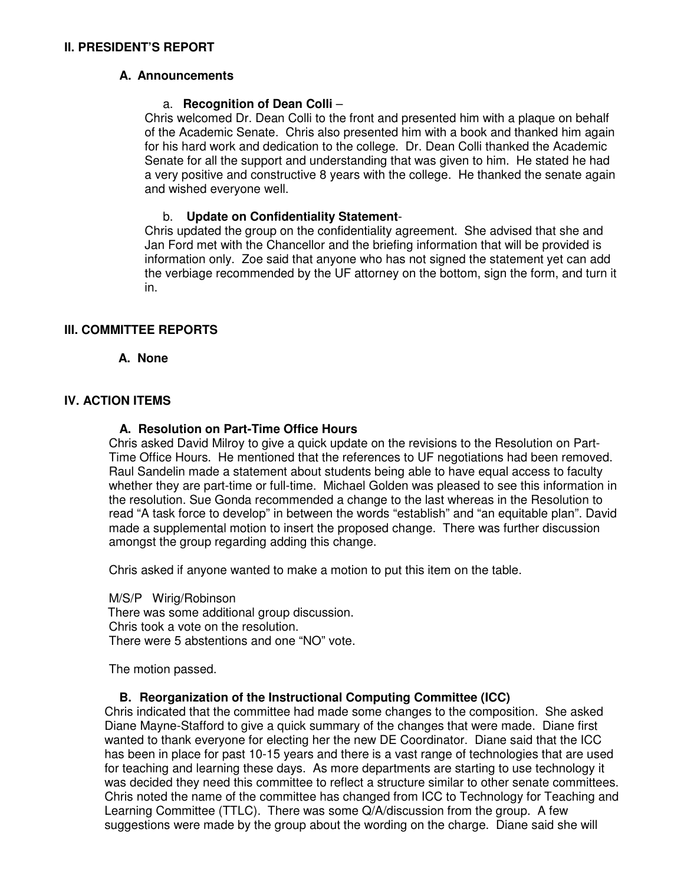## II. PRESIDENT'S REPORT

### A. Announcements

a. **Recognition of Dean Colli** –
Chris welcomed Dr. Dean Colli to the front and presented him with a plaque on behalf of the Academic Senate. Chris also presented him with a book and thanked him again for his hard work and dedication to the college. Dr. Dean Colli thanked the Academic Senate for all the support and understanding that was given to him. He stated he had a very positive and constructive 8 years with the college. He thanked the senate again and wished everyone well.

b. **Update on Confidentiality Statement**-
Chris updated the group on the confidentiality agreement. She advised that she and Jan Ford met with the Chancellor and the briefing information that will be provided is information only. Zoe said that anyone who has not signed the statement yet can add the verbiage recommended by the UF attorney on the bottom, sign the form, and turn it in.

## III. COMMITTEE REPORTS

### A. None

## IV. ACTION ITEMS

### A. Resolution on Part-Time Office Hours

Chris asked David Milroy to give a quick update on the revisions to the Resolution on Part-Time Office Hours. He mentioned that the references to UF negotiations had been removed. Raul Sandelin made a statement about students being able to have equal access to faculty whether they are part-time or full-time. Michael Golden was pleased to see this information in the resolution. Sue Gonda recommended a change to the last whereas in the Resolution to read "A task force to develop" in between the words "establish" and "an equitable plan". David made a supplemental motion to insert the proposed change. There was further discussion amongst the group regarding adding this change.

Chris asked if anyone wanted to make a motion to put this item on the table.

M/S/P Wirig/Robinson
There was some additional group discussion.
Chris took a vote on the resolution.
There were 5 abstentions and one "NO" vote.

The motion passed.

### B. Reorganization of the Instructional Computing Committee (ICC)

Chris indicated that the committee had made some changes to the composition. She asked Diane Mayne-Stafford to give a quick summary of the changes that were made. Diane first wanted to thank everyone for electing her the new DE Coordinator. Diane said that the ICC has been in place for past 10-15 years and there is a vast range of technologies that are used for teaching and learning these days. As more departments are starting to use technology it was decided they need this committee to reflect a structure similar to other senate committees. Chris noted the name of the committee has changed from ICC to Technology for Teaching and Learning Committee (TTLC). There was some Q/A/discussion from the group. A few suggestions were made by the group about the wording on the charge. Diane said she will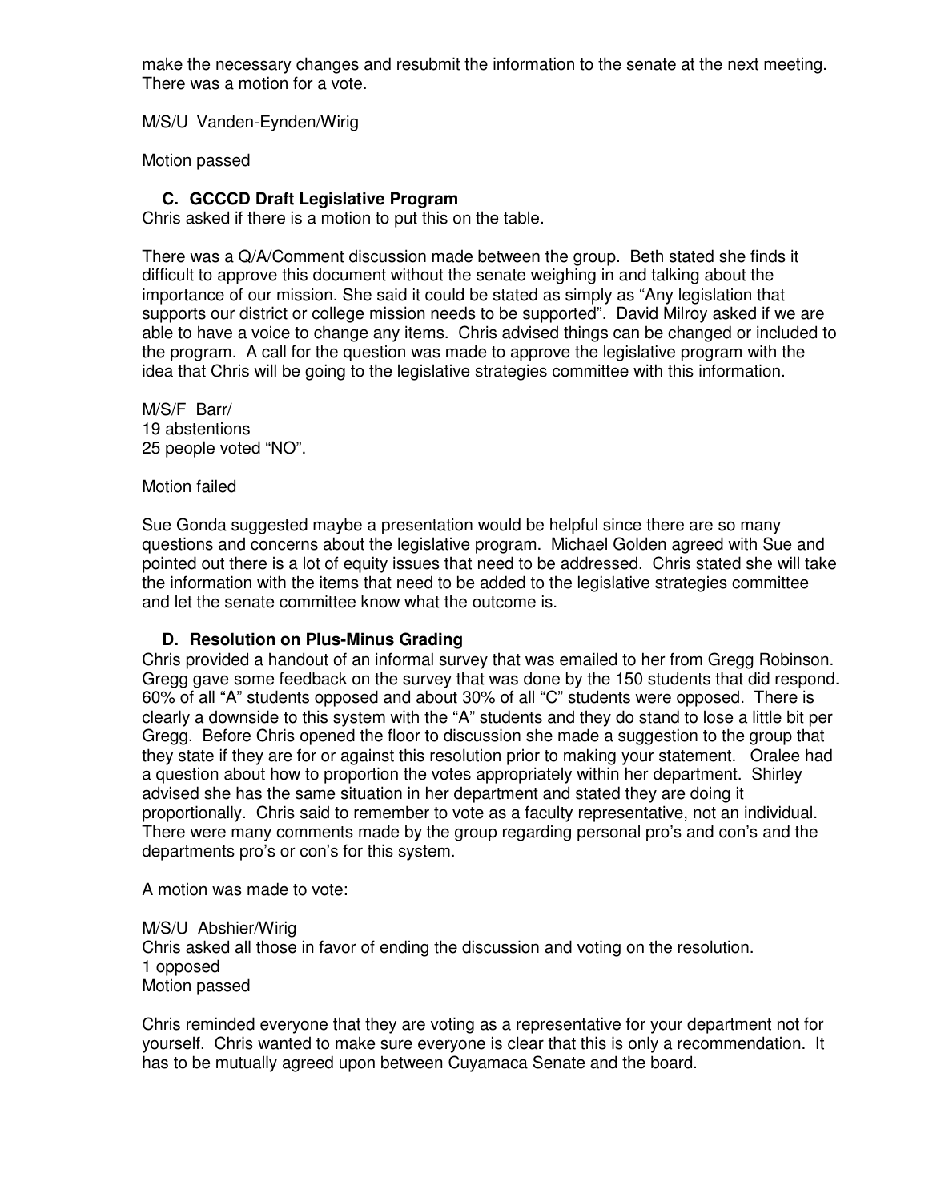make the necessary changes and resubmit the information to the senate at the next meeting. There was a motion for a vote.

M/S/U Vanden-Eynden/Wirig

Motion passed

### C. GCCCD Draft Legislative Program

Chris asked if there is a motion to put this on the table.

There was a Q/A/Comment discussion made between the group. Beth stated she finds it difficult to approve this document without the senate weighing in and talking about the importance of our mission. She said it could be stated as simply as "Any legislation that supports our district or college mission needs to be supported". David Milroy asked if we are able to have a voice to change any items. Chris advised things can be changed or included to the program. A call for the question was made to approve the legislative program with the idea that Chris will be going to the legislative strategies committee with this information.

M/S/F Barr/
19 abstentions
25 people voted "NO".

Motion failed

Sue Gonda suggested maybe a presentation would be helpful since there are so many questions and concerns about the legislative program. Michael Golden agreed with Sue and pointed out there is a lot of equity issues that need to be addressed. Chris stated she will take the information with the items that need to be added to the legislative strategies committee and let the senate committee know what the outcome is.

### D. Resolution on Plus-Minus Grading

Chris provided a handout of an informal survey that was emailed to her from Gregg Robinson. Gregg gave some feedback on the survey that was done by the 150 students that did respond. 60% of all "A" students opposed and about 30% of all "C" students were opposed. There is clearly a downside to this system with the "A" students and they do stand to lose a little bit per Gregg. Before Chris opened the floor to discussion she made a suggestion to the group that they state if they are for or against this resolution prior to making your statement. Oralee had a question about how to proportion the votes appropriately within her department. Shirley advised she has the same situation in her department and stated they are doing it proportionally. Chris said to remember to vote as a faculty representative, not an individual. There were many comments made by the group regarding personal pro's and con's and the departments pro's or con's for this system.

A motion was made to vote:

M/S/U Abshier/Wirig
Chris asked all those in favor of ending the discussion and voting on the resolution.
1 opposed
Motion passed

Chris reminded everyone that they are voting as a representative for your department not for yourself. Chris wanted to make sure everyone is clear that this is only a recommendation. It has to be mutually agreed upon between Cuyamaca Senate and the board.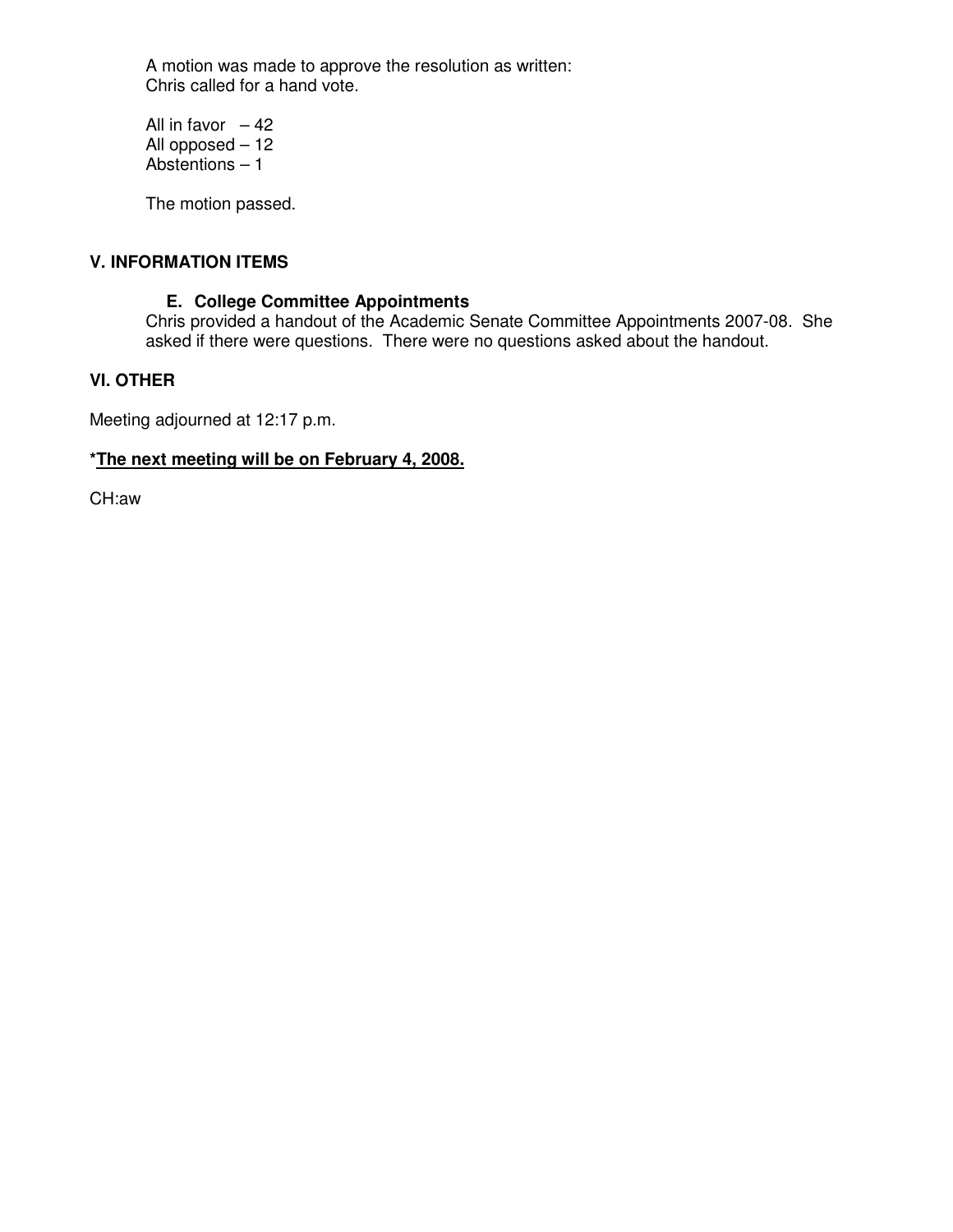A motion was made to approve the resolution as written:
Chris called for a hand vote.

All in favor – 42
All opposed – 12
Abstentions – 1

The motion passed.

## V. INFORMATION ITEMS

### E. College Committee Appointments

Chris provided a handout of the Academic Senate Committee Appointments 2007-08. She asked if there were questions. There were no questions asked about the handout.

## VI. OTHER

Meeting adjourned at 12:17 p.m.

**\*<u>The next meeting will be on February 4, 2008.</u>**

CH:aw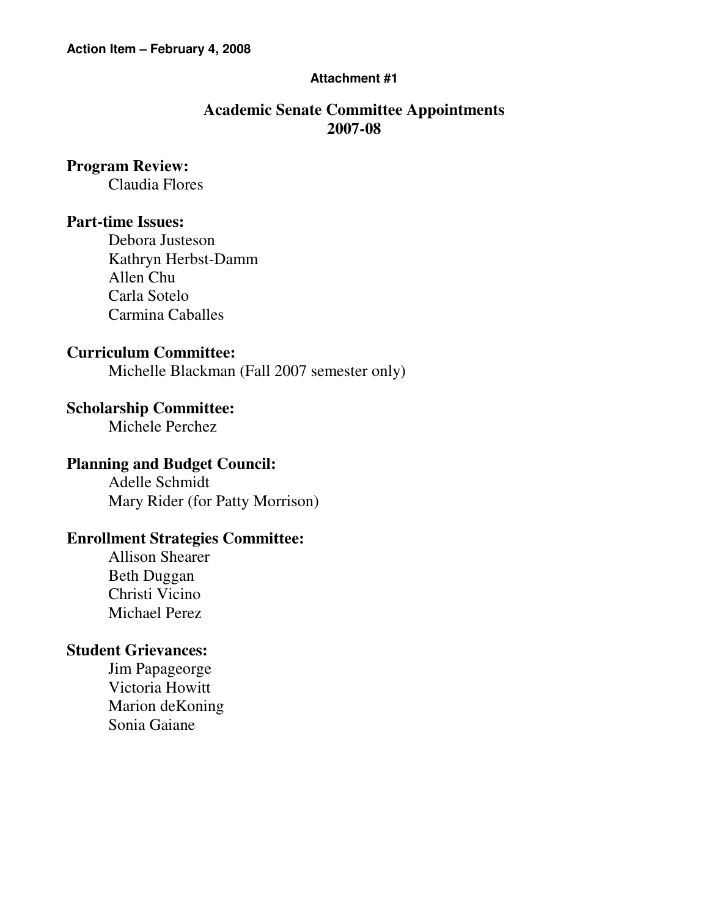**Action Item – February 4, 2008**

**Attachment #1**

# Academic Senate Committee Appointments 2007-08

**Program Review:**

Claudia Flores

**Part-time Issues:**

Debora Justeson
Kathryn Herbst-Damm
Allen Chu
Carla Sotelo
Carmina Caballes

**Curriculum Committee:**

Michelle Blackman (Fall 2007 semester only)

**Scholarship Committee:**

Michele Perchez

**Planning and Budget Council:**

Adelle Schmidt
Mary Rider (for Patty Morrison)

**Enrollment Strategies Committee:**

Allison Shearer
Beth Duggan
Christi Vicino
Michael Perez

**Student Grievances:**

Jim Papageorge
Victoria Howitt
Marion deKoning
Sonia Gaiane